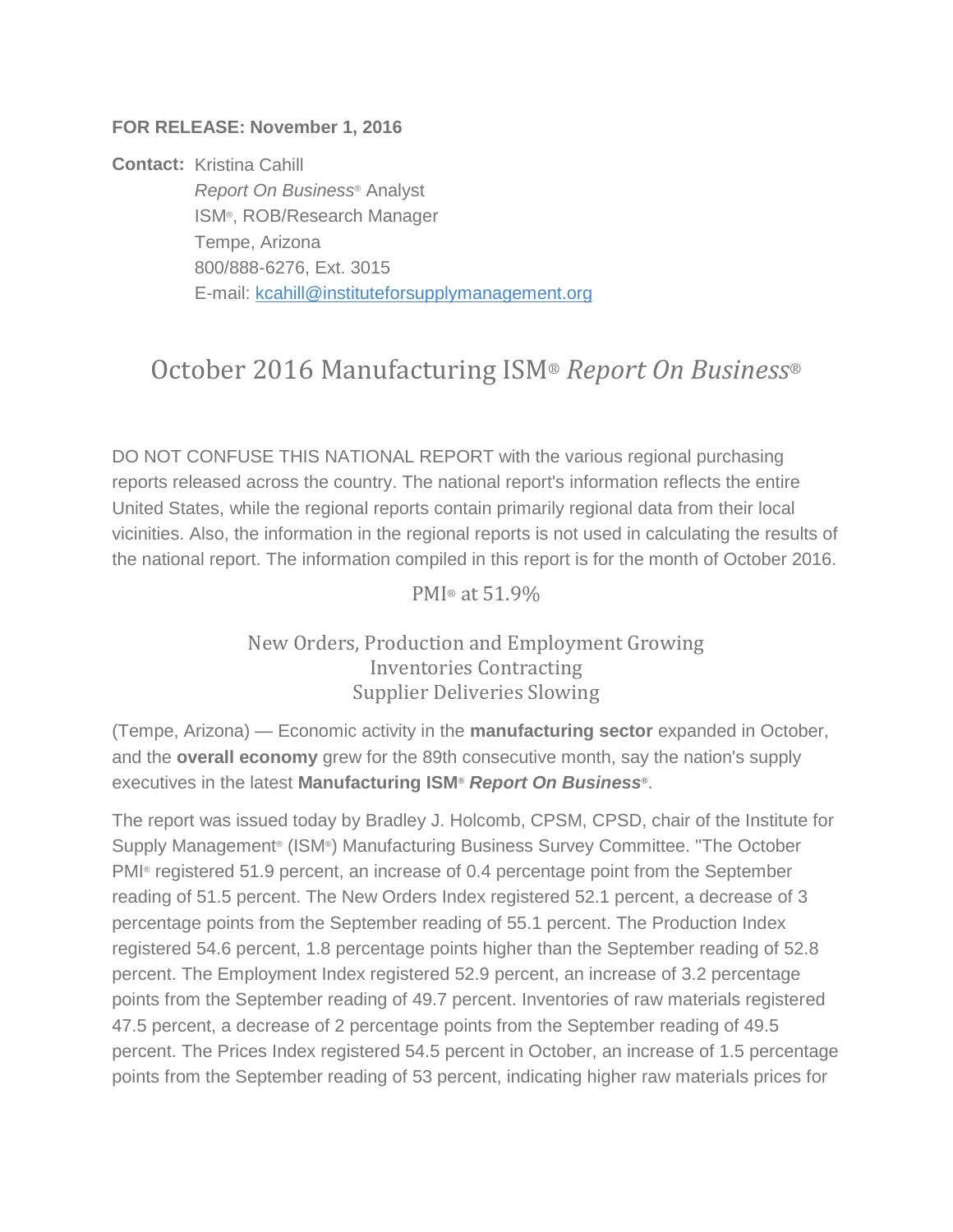**FOR RELEASE: November 1, 2016**

**Contact:** Kristina Cahill
*Report On Business®* Analyst
ISM®, ROB/Research Manager
Tempe, Arizona
800/888-6276, Ext. 3015
E-mail: kcahill@instituteforsupplymanagement.org

# October 2016 Manufacturing ISM® *Report On Business®*

DO NOT CONFUSE THIS NATIONAL REPORT with the various regional purchasing reports released across the country. The national report's information reflects the entire United States, while the regional reports contain primarily regional data from their local vicinities. Also, the information in the regional reports is not used in calculating the results of the national report. The information compiled in this report is for the month of October 2016.

## PMI® at 51.9%

### New Orders, Production and Employment Growing
### Inventories Contracting
### Supplier Deliveries Slowing

(Tempe, Arizona) — Economic activity in the **manufacturing sector** expanded in October, and the **overall economy** grew for the 89th consecutive month, say the nation's supply executives in the latest **Manufacturing ISM®** ***Report On Business®***.

The report was issued today by Bradley J. Holcomb, CPSM, CPSD, chair of the Institute for Supply Management® (ISM®) Manufacturing Business Survey Committee. "The October PMI® registered 51.9 percent, an increase of 0.4 percentage point from the September reading of 51.5 percent. The New Orders Index registered 52.1 percent, a decrease of 3 percentage points from the September reading of 55.1 percent. The Production Index registered 54.6 percent, 1.8 percentage points higher than the September reading of 52.8 percent. The Employment Index registered 52.9 percent, an increase of 3.2 percentage points from the September reading of 49.7 percent. Inventories of raw materials registered 47.5 percent, a decrease of 2 percentage points from the September reading of 49.5 percent. The Prices Index registered 54.5 percent in October, an increase of 1.5 percentage points from the September reading of 53 percent, indicating higher raw materials prices for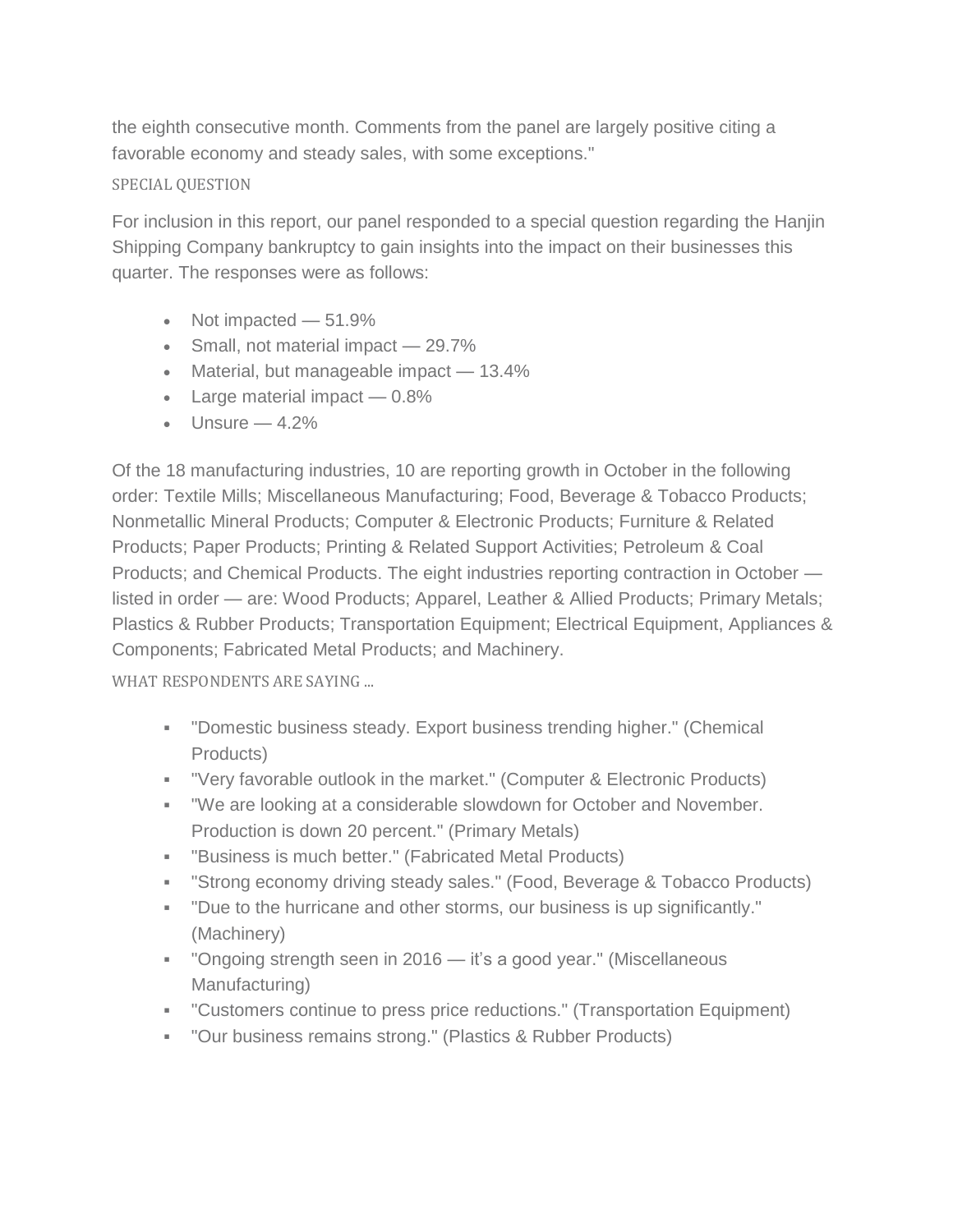the eighth consecutive month. Comments from the panel are largely positive citing a favorable economy and steady sales, with some exceptions."

### SPECIAL QUESTION

For inclusion in this report, our panel responded to a special question regarding the Hanjin Shipping Company bankruptcy to gain insights into the impact on their businesses this quarter. The responses were as follows:

- Not impacted — 51.9%
- Small, not material impact — 29.7%
- Material, but manageable impact — 13.4%
- Large material impact — 0.8%
- Unsure — 4.2%

Of the 18 manufacturing industries, 10 are reporting growth in October in the following order: Textile Mills; Miscellaneous Manufacturing; Food, Beverage & Tobacco Products; Nonmetallic Mineral Products; Computer & Electronic Products; Furniture & Related Products; Paper Products; Printing & Related Support Activities; Petroleum & Coal Products; and Chemical Products. The eight industries reporting contraction in October — listed in order — are: Wood Products; Apparel, Leather & Allied Products; Primary Metals; Plastics & Rubber Products; Transportation Equipment; Electrical Equipment, Appliances & Components; Fabricated Metal Products; and Machinery.

### WHAT RESPONDENTS ARE SAYING ...

- "Domestic business steady. Export business trending higher." (Chemical Products)
- "Very favorable outlook in the market." (Computer & Electronic Products)
- "We are looking at a considerable slowdown for October and November. Production is down 20 percent." (Primary Metals)
- "Business is much better." (Fabricated Metal Products)
- "Strong economy driving steady sales." (Food, Beverage & Tobacco Products)
- "Due to the hurricane and other storms, our business is up significantly." (Machinery)
- "Ongoing strength seen in 2016 — it's a good year." (Miscellaneous Manufacturing)
- "Customers continue to press price reductions." (Transportation Equipment)
- "Our business remains strong." (Plastics & Rubber Products)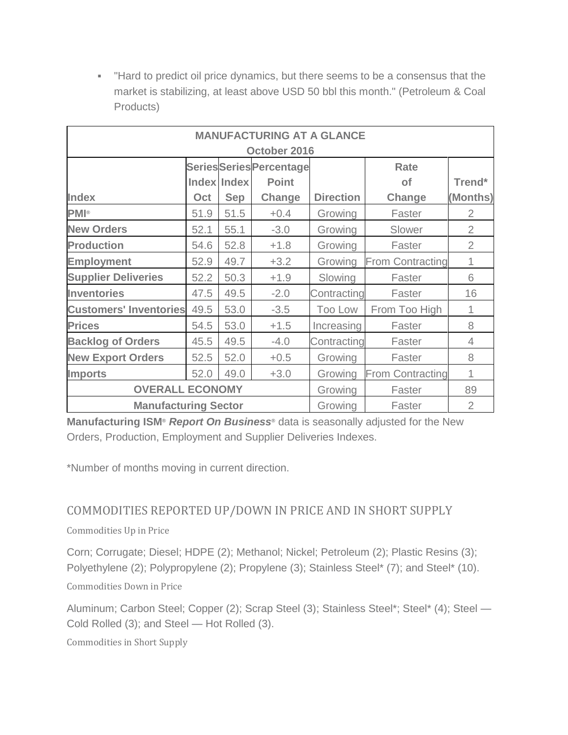- "Hard to predict oil price dynamics, but there seems to be a consensus that the market is stabilizing, at least above USD 50 bbl this month." (Petroleum & Coal Products)

| MANUFACTURING AT A GLANCE October 2016 | | | | | | |
|---|---|---|---|---|---|---|
| **Index** | **Series Index Oct** | **Series Index Sep** | **Percentage Point Change** | **Direction** | **Rate of Change** | **Trend* (Months)** |
| **PMI®** | 51.9 | 51.5 | +0.4 | Growing | Faster | 2 |
| **New Orders** | 52.1 | 55.1 | -3.0 | Growing | Slower | 2 |
| **Production** | 54.6 | 52.8 | +1.8 | Growing | Faster | 2 |
| **Employment** | 52.9 | 49.7 | +3.2 | Growing | From Contracting | 1 |
| **Supplier Deliveries** | 52.2 | 50.3 | +1.9 | Slowing | Faster | 6 |
| **Inventories** | 47.5 | 49.5 | -2.0 | Contracting | Faster | 16 |
| **Customers' Inventories** | 49.5 | 53.0 | -3.5 | Too Low | From Too High | 1 |
| **Prices** | 54.5 | 53.0 | +1.5 | Increasing | Faster | 8 |
| **Backlog of Orders** | 45.5 | 49.5 | -4.0 | Contracting | Faster | 4 |
| **New Export Orders** | 52.5 | 52.0 | +0.5 | Growing | Faster | 8 |
| **Imports** | 52.0 | 49.0 | +3.0 | Growing | From Contracting | 1 |
| **OVERALL ECONOMY** | | | | Growing | Faster | 89 |
| **Manufacturing Sector** | | | | Growing | Faster | 2 |

**Manufacturing ISM®** ***Report On Business®*** data is seasonally adjusted for the New Orders, Production, Employment and Supplier Deliveries Indexes.

*Number of months moving in current direction.

## COMMODITIES REPORTED UP/DOWN IN PRICE AND IN SHORT SUPPLY

### Commodities Up in Price

Corn; Corrugate; Diesel; HDPE (2); Methanol; Nickel; Petroleum (2); Plastic Resins (3); Polyethylene (2); Polypropylene (2); Propylene (3); Stainless Steel* (7); and Steel* (10).

### Commodities Down in Price

Aluminum; Carbon Steel; Copper (2); Scrap Steel (3); Stainless Steel*; Steel* (4); Steel — Cold Rolled (3); and Steel — Hot Rolled (3).

### Commodities in Short Supply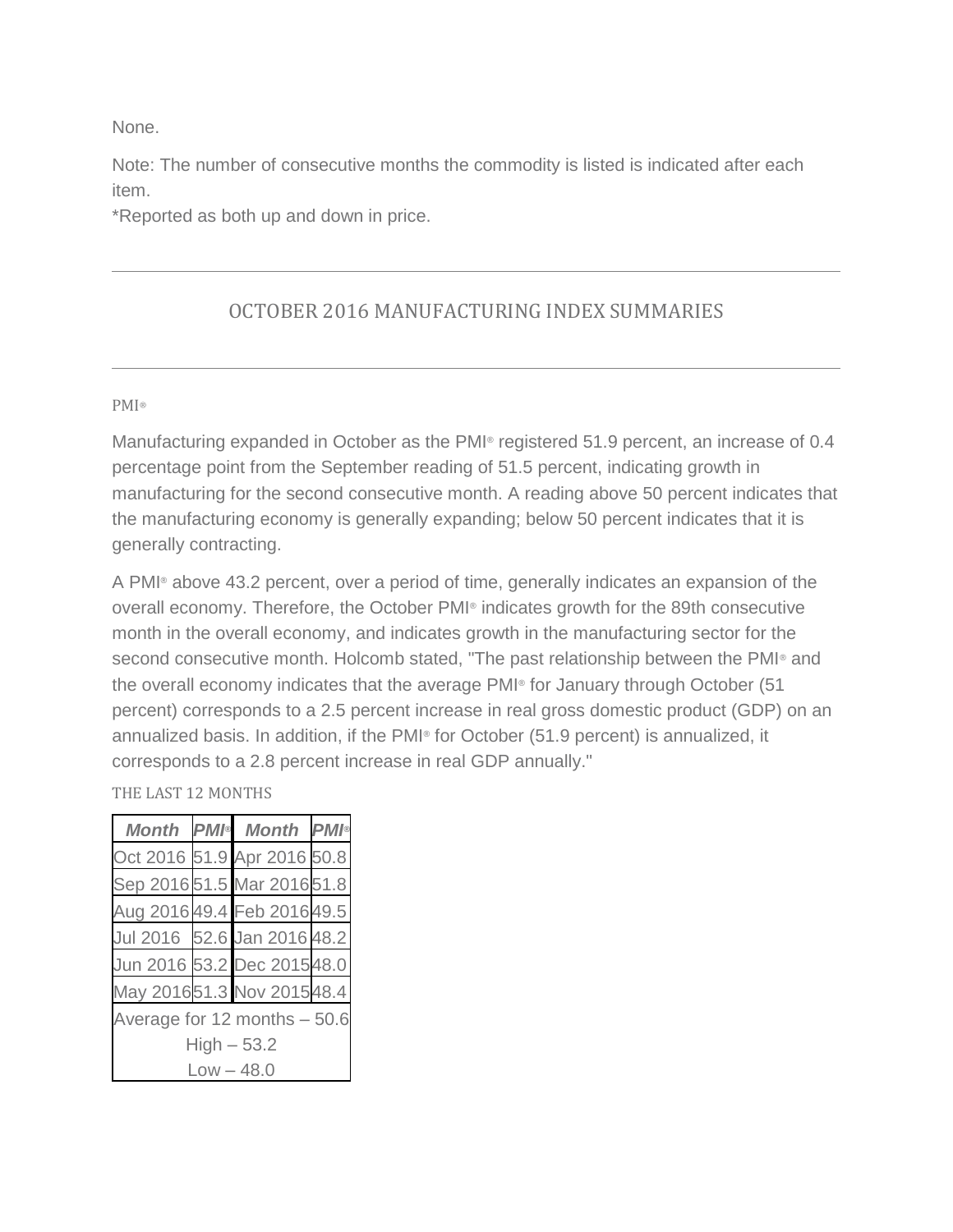None.

Note: The number of consecutive months the commodity is listed is indicated after each item.
*Reported as both up and down in price.

---

## OCTOBER 2016 MANUFACTURING INDEX SUMMARIES

---

### PMI®

Manufacturing expanded in October as the PMI® registered 51.9 percent, an increase of 0.4 percentage point from the September reading of 51.5 percent, indicating growth in manufacturing for the second consecutive month. A reading above 50 percent indicates that the manufacturing economy is generally expanding; below 50 percent indicates that it is generally contracting.

A PMI® above 43.2 percent, over a period of time, generally indicates an expansion of the overall economy. Therefore, the October PMI® indicates growth for the 89th consecutive month in the overall economy, and indicates growth in the manufacturing sector for the second consecutive month. Holcomb stated, "The past relationship between the PMI® and the overall economy indicates that the average PMI® for January through October (51 percent) corresponds to a 2.5 percent increase in real gross domestic product (GDP) on an annualized basis. In addition, if the PMI® for October (51.9 percent) is annualized, it corresponds to a 2.8 percent increase in real GDP annually."

THE LAST 12 MONTHS

| ***Month*** | ***PMI®*** | ***Month*** | ***PMI®*** |
|---|---|---|---|
| Oct 2016 | 51.9 | Apr 2016 | 50.8 |
| Sep 2016 | 51.5 | Mar 2016 | 51.8 |
| Aug 2016 | 49.4 | Feb 2016 | 49.5 |
| Jul 2016 | 52.6 | Jan 2016 | 48.2 |
| Jun 2016 | 53.2 | Dec 2015 | 48.0 |
| May 2016 | 51.3 | Nov 2015 | 48.4 |
| Average for 12 months – 50.6 | | | |
| High – 53.2 | | | |
| Low – 48.0 | | | |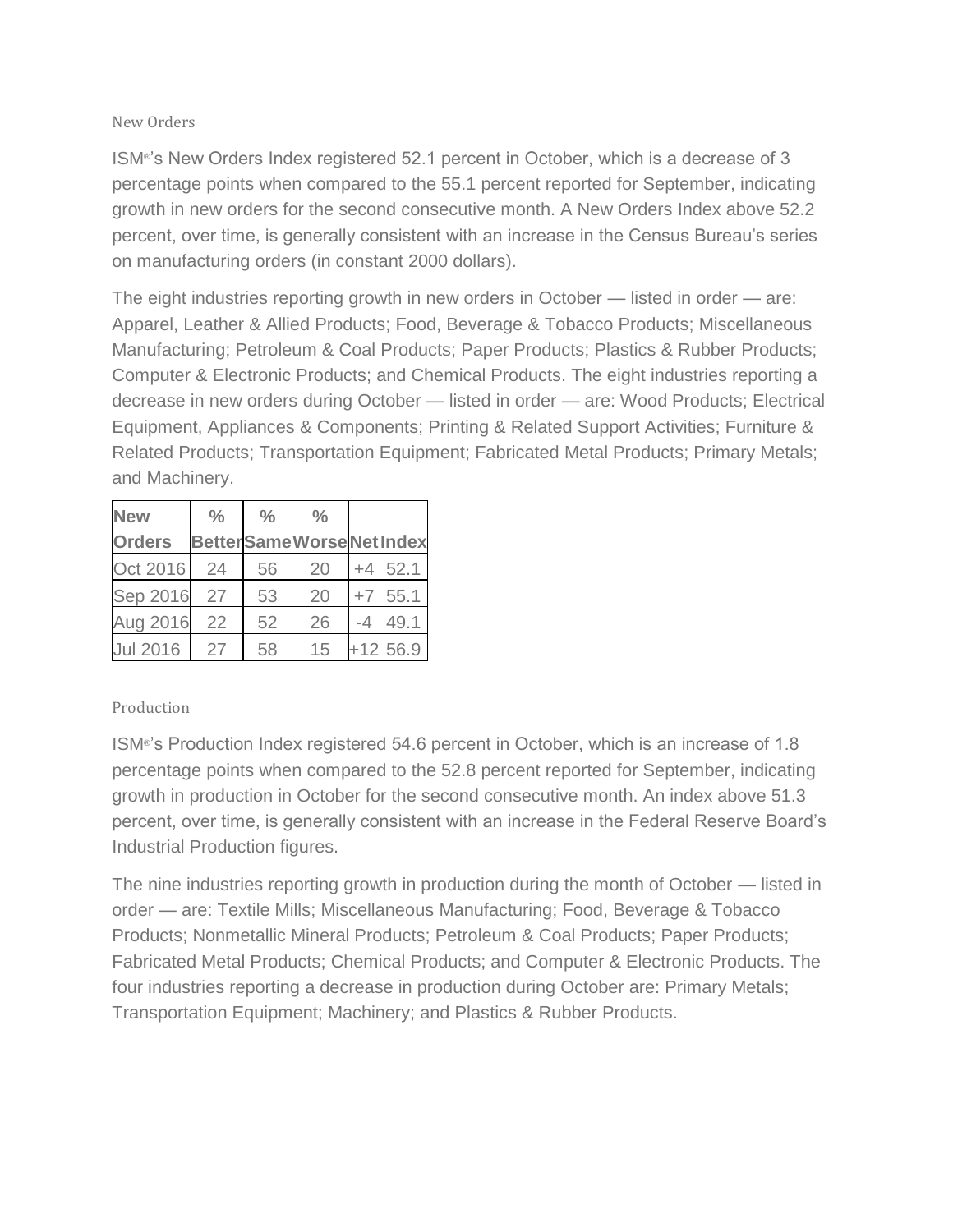## New Orders

ISM®'s New Orders Index registered 52.1 percent in October, which is a decrease of 3 percentage points when compared to the 55.1 percent reported for September, indicating growth in new orders for the second consecutive month. A New Orders Index above 52.2 percent, over time, is generally consistent with an increase in the Census Bureau's series on manufacturing orders (in constant 2000 dollars).

The eight industries reporting growth in new orders in October — listed in order — are: Apparel, Leather & Allied Products; Food, Beverage & Tobacco Products; Miscellaneous Manufacturing; Petroleum & Coal Products; Paper Products; Plastics & Rubber Products; Computer & Electronic Products; and Chemical Products. The eight industries reporting a decrease in new orders during October — listed in order — are: Wood Products; Electrical Equipment, Appliances & Components; Printing & Related Support Activities; Furniture & Related Products; Transportation Equipment; Fabricated Metal Products; Primary Metals; and Machinery.

| New Orders | % Better | % Same | % Worse | Net | Index |
|---|---|---|---|---|---|
| Oct 2016 | 24 | 56 | 20 | +4 | 52.1 |
| Sep 2016 | 27 | 53 | 20 | +7 | 55.1 |
| Aug 2016 | 22 | 52 | 26 | -4 | 49.1 |
| Jul 2016 | 27 | 58 | 15 | +12 | 56.9 |

## Production

ISM®'s Production Index registered 54.6 percent in October, which is an increase of 1.8 percentage points when compared to the 52.8 percent reported for September, indicating growth in production in October for the second consecutive month. An index above 51.3 percent, over time, is generally consistent with an increase in the Federal Reserve Board's Industrial Production figures.

The nine industries reporting growth in production during the month of October — listed in order — are: Textile Mills; Miscellaneous Manufacturing; Food, Beverage & Tobacco Products; Nonmetallic Mineral Products; Petroleum & Coal Products; Paper Products; Fabricated Metal Products; Chemical Products; and Computer & Electronic Products. The four industries reporting a decrease in production during October are: Primary Metals; Transportation Equipment; Machinery; and Plastics & Rubber Products.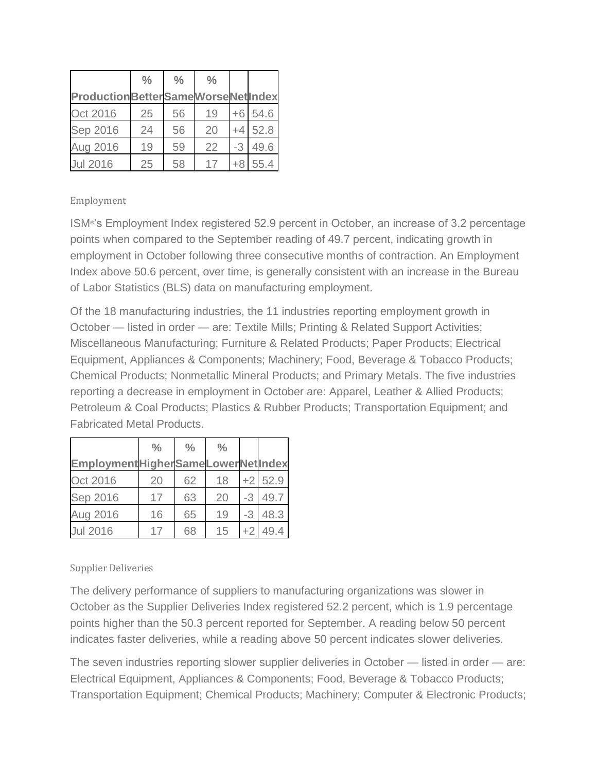| Production | % Better | % Same | % Worse | Net | Index |
|---|---|---|---|---|---|
| Oct 2016 | 25 | 56 | 19 | +6 | 54.6 |
| Sep 2016 | 24 | 56 | 20 | +4 | 52.8 |
| Aug 2016 | 19 | 59 | 22 | -3 | 49.6 |
| Jul 2016 | 25 | 58 | 17 | +8 | 55.4 |

### Employment

ISM®'s Employment Index registered 52.9 percent in October, an increase of 3.2 percentage points when compared to the September reading of 49.7 percent, indicating growth in employment in October following three consecutive months of contraction. An Employment Index above 50.6 percent, over time, is generally consistent with an increase in the Bureau of Labor Statistics (BLS) data on manufacturing employment.

Of the 18 manufacturing industries, the 11 industries reporting employment growth in October — listed in order — are: Textile Mills; Printing & Related Support Activities; Miscellaneous Manufacturing; Furniture & Related Products; Paper Products; Electrical Equipment, Appliances & Components; Machinery; Food, Beverage & Tobacco Products; Chemical Products; Nonmetallic Mineral Products; and Primary Metals. The five industries reporting a decrease in employment in October are: Apparel, Leather & Allied Products; Petroleum & Coal Products; Plastics & Rubber Products; Transportation Equipment; and Fabricated Metal Products.

| Employment | % Higher | % Same | % Lower | Net | Index |
|---|---|---|---|---|---|
| Oct 2016 | 20 | 62 | 18 | +2 | 52.9 |
| Sep 2016 | 17 | 63 | 20 | -3 | 49.7 |
| Aug 2016 | 16 | 65 | 19 | -3 | 48.3 |
| Jul 2016 | 17 | 68 | 15 | +2 | 49.4 |

### Supplier Deliveries

The delivery performance of suppliers to manufacturing organizations was slower in October as the Supplier Deliveries Index registered 52.2 percent, which is 1.9 percentage points higher than the 50.3 percent reported for September. A reading below 50 percent indicates faster deliveries, while a reading above 50 percent indicates slower deliveries.

The seven industries reporting slower supplier deliveries in October — listed in order — are: Electrical Equipment, Appliances & Components; Food, Beverage & Tobacco Products; Transportation Equipment; Chemical Products; Machinery; Computer & Electronic Products;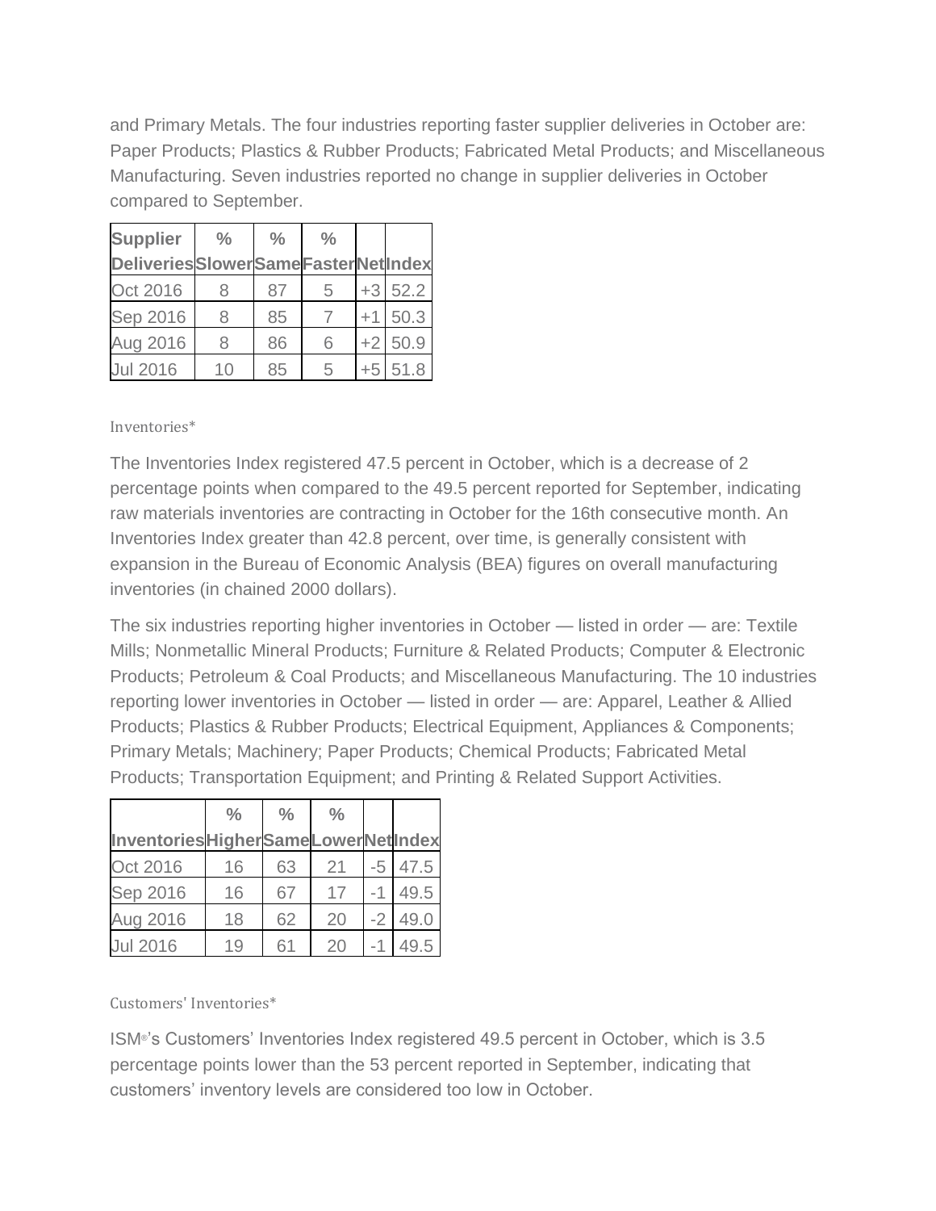and Primary Metals. The four industries reporting faster supplier deliveries in October are: Paper Products; Plastics & Rubber Products; Fabricated Metal Products; and Miscellaneous Manufacturing. Seven industries reported no change in supplier deliveries in October compared to September.

| Supplier Deliveries | % Slower | % Same | % Faster | Net | Index |
|---|---|---|---|---|---|
| Oct 2016 | 8 | 87 | 5 | +3 | 52.2 |
| Sep 2016 | 8 | 85 | 7 | +1 | 50.3 |
| Aug 2016 | 8 | 86 | 6 | +2 | 50.9 |
| Jul 2016 | 10 | 85 | 5 | +5 | 51.8 |

### Inventories*

The Inventories Index registered 47.5 percent in October, which is a decrease of 2 percentage points when compared to the 49.5 percent reported for September, indicating raw materials inventories are contracting in October for the 16th consecutive month. An Inventories Index greater than 42.8 percent, over time, is generally consistent with expansion in the Bureau of Economic Analysis (BEA) figures on overall manufacturing inventories (in chained 2000 dollars).

The six industries reporting higher inventories in October — listed in order — are: Textile Mills; Nonmetallic Mineral Products; Furniture & Related Products; Computer & Electronic Products; Petroleum & Coal Products; and Miscellaneous Manufacturing. The 10 industries reporting lower inventories in October — listed in order — are: Apparel, Leather & Allied Products; Plastics & Rubber Products; Electrical Equipment, Appliances & Components; Primary Metals; Machinery; Paper Products; Chemical Products; Fabricated Metal Products; Transportation Equipment; and Printing & Related Support Activities.

| Inventories | % Higher | % Same | % Lower | Net | Index |
|---|---|---|---|---|---|
| Oct 2016 | 16 | 63 | 21 | -5 | 47.5 |
| Sep 2016 | 16 | 67 | 17 | -1 | 49.5 |
| Aug 2016 | 18 | 62 | 20 | -2 | 49.0 |
| Jul 2016 | 19 | 61 | 20 | -1 | 49.5 |

### Customers' Inventories*

ISM®'s Customers' Inventories Index registered 49.5 percent in October, which is 3.5 percentage points lower than the 53 percent reported in September, indicating that customers' inventory levels are considered too low in October.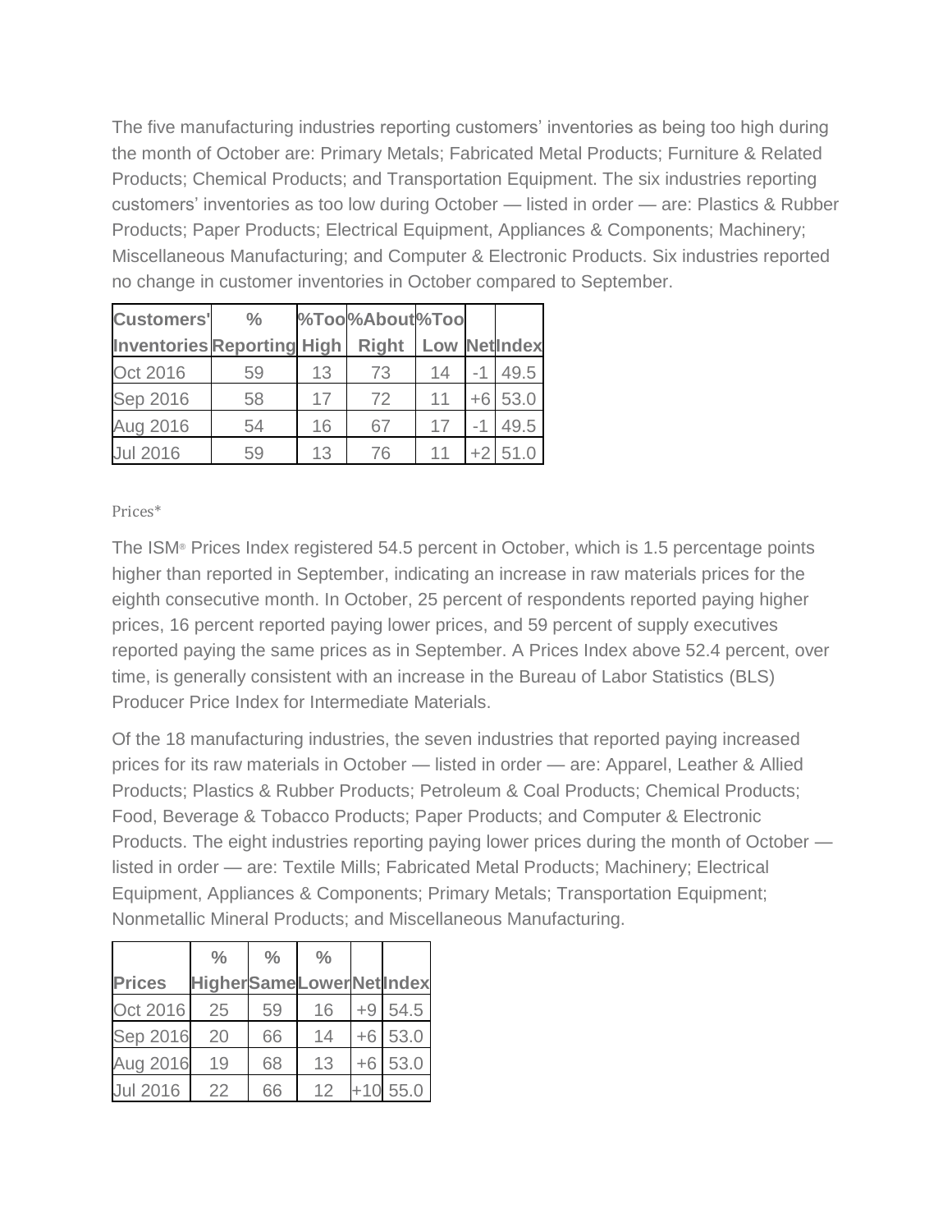The five manufacturing industries reporting customers' inventories as being too high during the month of October are: Primary Metals; Fabricated Metal Products; Furniture & Related Products; Chemical Products; and Transportation Equipment. The six industries reporting customers' inventories as too low during October — listed in order — are: Plastics & Rubber Products; Paper Products; Electrical Equipment, Appliances & Components; Machinery; Miscellaneous Manufacturing; and Computer & Electronic Products. Six industries reported no change in customer inventories in October compared to September.

| Customers' Inventories | % Reporting | %Too High | %About Right | %Too Low | Net | Index |
| --- | --- | --- | --- | --- | --- | --- |
| Oct 2016 | 59 | 13 | 73 | 14 | -1 | 49.5 |
| Sep 2016 | 58 | 17 | 72 | 11 | +6 | 53.0 |
| Aug 2016 | 54 | 16 | 67 | 17 | -1 | 49.5 |
| Jul 2016 | 59 | 13 | 76 | 11 | +2 | 51.0 |

Prices*

The ISM® Prices Index registered 54.5 percent in October, which is 1.5 percentage points higher than reported in September, indicating an increase in raw materials prices for the eighth consecutive month. In October, 25 percent of respondents reported paying higher prices, 16 percent reported paying lower prices, and 59 percent of supply executives reported paying the same prices as in September. A Prices Index above 52.4 percent, over time, is generally consistent with an increase in the Bureau of Labor Statistics (BLS) Producer Price Index for Intermediate Materials.

Of the 18 manufacturing industries, the seven industries that reported paying increased prices for its raw materials in October — listed in order — are: Apparel, Leather & Allied Products; Plastics & Rubber Products; Petroleum & Coal Products; Chemical Products; Food, Beverage & Tobacco Products; Paper Products; and Computer & Electronic Products. The eight industries reporting paying lower prices during the month of October — listed in order — are: Textile Mills; Fabricated Metal Products; Machinery; Electrical Equipment, Appliances & Components; Primary Metals; Transportation Equipment; Nonmetallic Mineral Products; and Miscellaneous Manufacturing.

| Prices | % Higher | % Same | % Lower | Net | Index |
| --- | --- | --- | --- | --- | --- |
| Oct 2016 | 25 | 59 | 16 | +9 | 54.5 |
| Sep 2016 | 20 | 66 | 14 | +6 | 53.0 |
| Aug 2016 | 19 | 68 | 13 | +6 | 53.0 |
| Jul 2016 | 22 | 66 | 12 | +10 | 55.0 |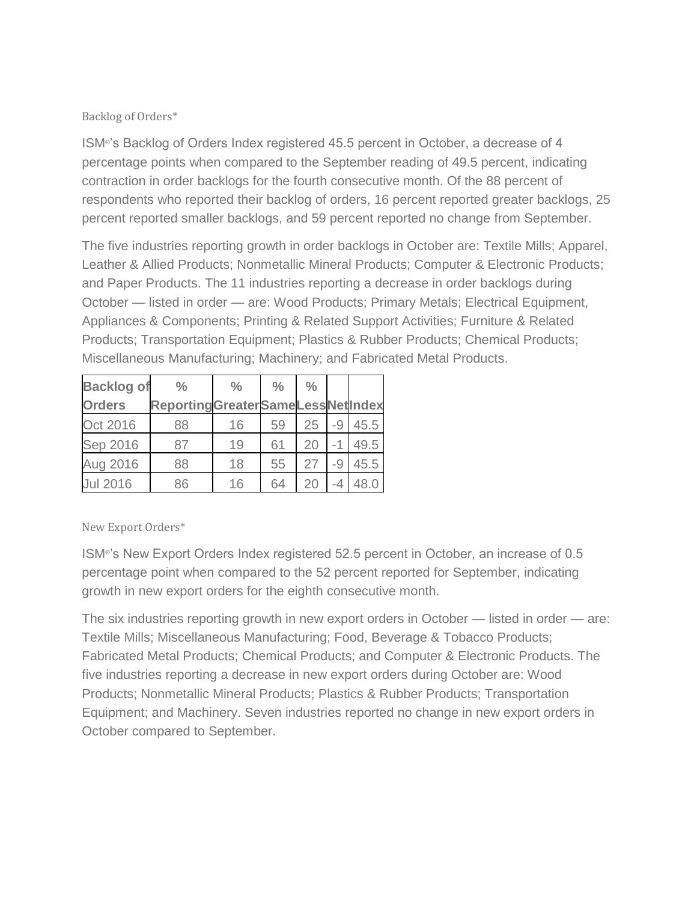### Backlog of Orders*

ISM®'s Backlog of Orders Index registered 45.5 percent in October, a decrease of 4 percentage points when compared to the September reading of 49.5 percent, indicating contraction in order backlogs for the fourth consecutive month. Of the 88 percent of respondents who reported their backlog of orders, 16 percent reported greater backlogs, 25 percent reported smaller backlogs, and 59 percent reported no change from September.

The five industries reporting growth in order backlogs in October are: Textile Mills; Apparel, Leather & Allied Products; Nonmetallic Mineral Products; Computer & Electronic Products; and Paper Products. The 11 industries reporting a decrease in order backlogs during October — listed in order — are: Wood Products; Primary Metals; Electrical Equipment, Appliances & Components; Printing & Related Support Activities; Furniture & Related Products; Transportation Equipment; Plastics & Rubber Products; Chemical Products; Miscellaneous Manufacturing; Machinery; and Fabricated Metal Products.

| Backlog of Orders | % Reporting | % Greater | % Same | % Less | Net | Index |
|---|---|---|---|---|---|---|
| Oct 2016 | 88 | 16 | 59 | 25 | -9 | 45.5 |
| Sep 2016 | 87 | 19 | 61 | 20 | -1 | 49.5 |
| Aug 2016 | 88 | 18 | 55 | 27 | -9 | 45.5 |
| Jul 2016 | 86 | 16 | 64 | 20 | -4 | 48.0 |

### New Export Orders*

ISM®'s New Export Orders Index registered 52.5 percent in October, an increase of 0.5 percentage point when compared to the 52 percent reported for September, indicating growth in new export orders for the eighth consecutive month.

The six industries reporting growth in new export orders in October — listed in order — are: Textile Mills; Miscellaneous Manufacturing; Food, Beverage & Tobacco Products; Fabricated Metal Products; Chemical Products; and Computer & Electronic Products. The five industries reporting a decrease in new export orders during October are: Wood Products; Nonmetallic Mineral Products; Plastics & Rubber Products; Transportation Equipment; and Machinery. Seven industries reported no change in new export orders in October compared to September.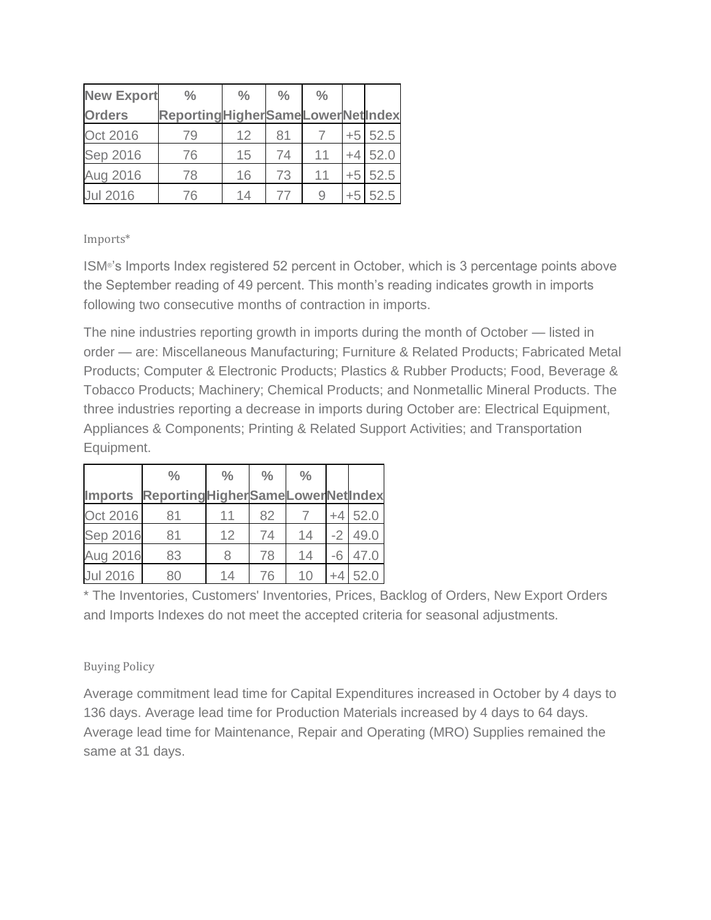| New Export Orders | % Reporting | % Higher | % Same | % Lower | Net | Index |
|---|---|---|---|---|---|---|
| Oct 2016 | 79 | 12 | 81 | 7 | +5 | 52.5 |
| Sep 2016 | 76 | 15 | 74 | 11 | +4 | 52.0 |
| Aug 2016 | 78 | 16 | 73 | 11 | +5 | 52.5 |
| Jul 2016 | 76 | 14 | 77 | 9 | +5 | 52.5 |

### Imports*

ISM®'s Imports Index registered 52 percent in October, which is 3 percentage points above the September reading of 49 percent. This month's reading indicates growth in imports following two consecutive months of contraction in imports.

The nine industries reporting growth in imports during the month of October — listed in order — are: Miscellaneous Manufacturing; Furniture & Related Products; Fabricated Metal Products; Computer & Electronic Products; Plastics & Rubber Products; Food, Beverage & Tobacco Products; Machinery; Chemical Products; and Nonmetallic Mineral Products. The three industries reporting a decrease in imports during October are: Electrical Equipment, Appliances & Components; Printing & Related Support Activities; and Transportation Equipment.

| Imports | % Reporting | % Higher | % Same | % Lower | Net | Index |
|---|---|---|---|---|---|---|
| Oct 2016 | 81 | 11 | 82 | 7 | +4 | 52.0 |
| Sep 2016 | 81 | 12 | 74 | 14 | -2 | 49.0 |
| Aug 2016 | 83 | 8 | 78 | 14 | -6 | 47.0 |
| Jul 2016 | 80 | 14 | 76 | 10 | +4 | 52.0 |

* The Inventories, Customers' Inventories, Prices, Backlog of Orders, New Export Orders and Imports Indexes do not meet the accepted criteria for seasonal adjustments.

### Buying Policy

Average commitment lead time for Capital Expenditures increased in October by 4 days to 136 days. Average lead time for Production Materials increased by 4 days to 64 days. Average lead time for Maintenance, Repair and Operating (MRO) Supplies remained the same at 31 days.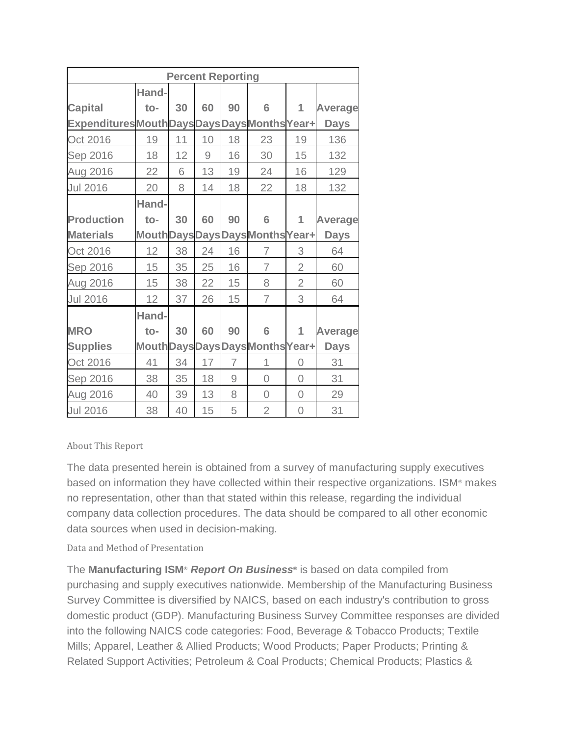| Percent Reporting | | | | | | | |
|---|---|---|---|---|---|---|---|
| **Capital Expenditures** | **Hand-to-Mouth** | **30 Days** | **60 Days** | **90 Days** | **6 Months** | **1 Year+** | **Average Days** |
| Oct 2016 | 19 | 11 | 10 | 18 | 23 | 19 | 136 |
| Sep 2016 | 18 | 12 | 9 | 16 | 30 | 15 | 132 |
| Aug 2016 | 22 | 6 | 13 | 19 | 24 | 16 | 129 |
| Jul 2016 | 20 | 8 | 14 | 18 | 22 | 18 | 132 |
| **Production Materials** | **Hand-to-Mouth** | **30 Days** | **60 Days** | **90 Days** | **6 Months** | **1 Year+** | **Average Days** |
| Oct 2016 | 12 | 38 | 24 | 16 | 7 | 3 | 64 |
| Sep 2016 | 15 | 35 | 25 | 16 | 7 | 2 | 60 |
| Aug 2016 | 15 | 38 | 22 | 15 | 8 | 2 | 60 |
| Jul 2016 | 12 | 37 | 26 | 15 | 7 | 3 | 64 |
| **MRO Supplies** | **Hand-to-Mouth** | **30 Days** | **60 Days** | **90 Days** | **6 Months** | **1 Year+** | **Average Days** |
| Oct 2016 | 41 | 34 | 17 | 7 | 1 | 0 | 31 |
| Sep 2016 | 38 | 35 | 18 | 9 | 0 | 0 | 31 |
| Aug 2016 | 40 | 39 | 13 | 8 | 0 | 0 | 29 |
| Jul 2016 | 38 | 40 | 15 | 5 | 2 | 0 | 31 |

### About This Report

The data presented herein is obtained from a survey of manufacturing supply executives based on information they have collected within their respective organizations. ISM® makes no representation, other than that stated within this release, regarding the individual company data collection procedures. The data should be compared to all other economic data sources when used in decision-making.

### Data and Method of Presentation

The **Manufacturing ISM® *Report On Business®*** is based on data compiled from purchasing and supply executives nationwide. Membership of the Manufacturing Business Survey Committee is diversified by NAICS, based on each industry's contribution to gross domestic product (GDP). Manufacturing Business Survey Committee responses are divided into the following NAICS code categories: Food, Beverage & Tobacco Products; Textile Mills; Apparel, Leather & Allied Products; Wood Products; Paper Products; Printing & Related Support Activities; Petroleum & Coal Products; Chemical Products; Plastics &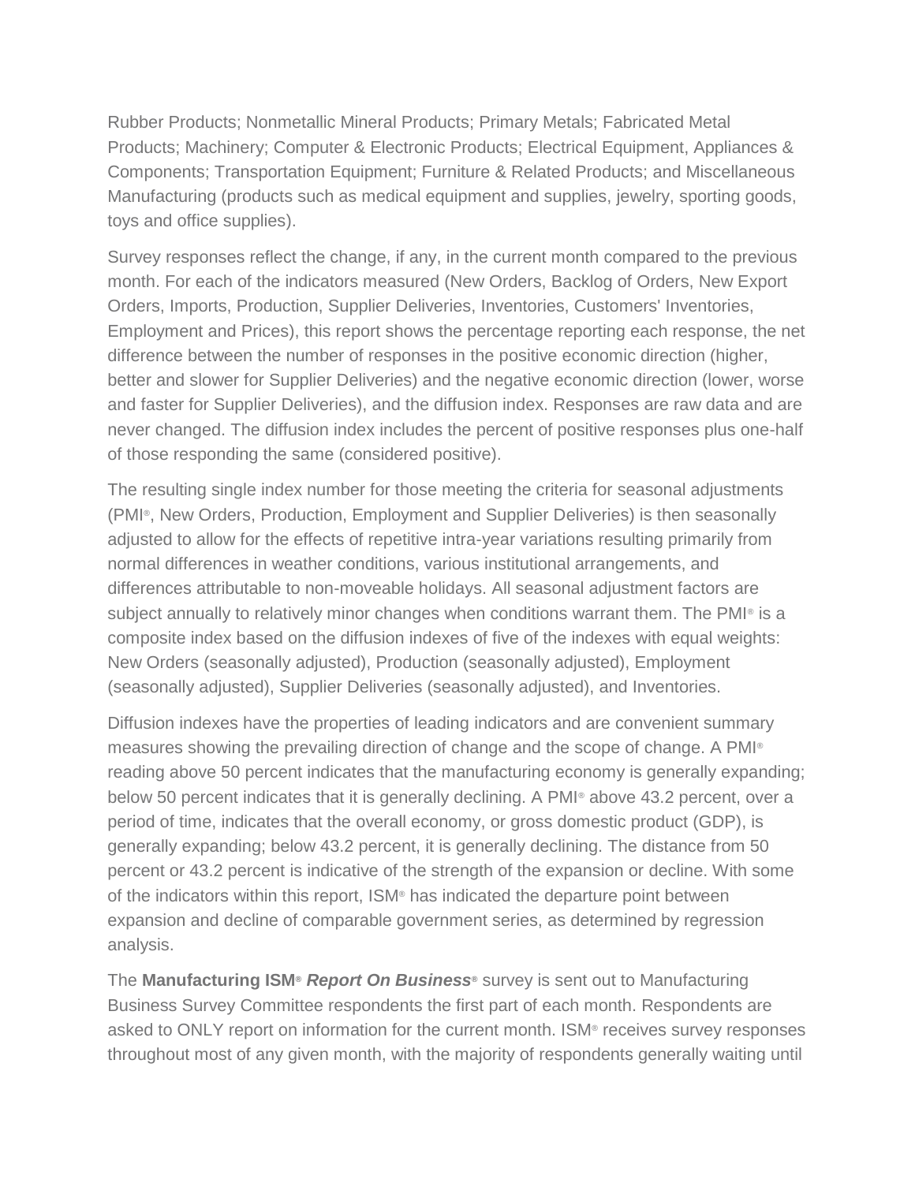Rubber Products; Nonmetallic Mineral Products; Primary Metals; Fabricated Metal Products; Machinery; Computer & Electronic Products; Electrical Equipment, Appliances & Components; Transportation Equipment; Furniture & Related Products; and Miscellaneous Manufacturing (products such as medical equipment and supplies, jewelry, sporting goods, toys and office supplies).

Survey responses reflect the change, if any, in the current month compared to the previous month. For each of the indicators measured (New Orders, Backlog of Orders, New Export Orders, Imports, Production, Supplier Deliveries, Inventories, Customers' Inventories, Employment and Prices), this report shows the percentage reporting each response, the net difference between the number of responses in the positive economic direction (higher, better and slower for Supplier Deliveries) and the negative economic direction (lower, worse and faster for Supplier Deliveries), and the diffusion index. Responses are raw data and are never changed. The diffusion index includes the percent of positive responses plus one-half of those responding the same (considered positive).

The resulting single index number for those meeting the criteria for seasonal adjustments (PMI®, New Orders, Production, Employment and Supplier Deliveries) is then seasonally adjusted to allow for the effects of repetitive intra-year variations resulting primarily from normal differences in weather conditions, various institutional arrangements, and differences attributable to non-moveable holidays. All seasonal adjustment factors are subject annually to relatively minor changes when conditions warrant them. The PMI® is a composite index based on the diffusion indexes of five of the indexes with equal weights: New Orders (seasonally adjusted), Production (seasonally adjusted), Employment (seasonally adjusted), Supplier Deliveries (seasonally adjusted), and Inventories.

Diffusion indexes have the properties of leading indicators and are convenient summary measures showing the prevailing direction of change and the scope of change. A PMI® reading above 50 percent indicates that the manufacturing economy is generally expanding; below 50 percent indicates that it is generally declining. A PMI® above 43.2 percent, over a period of time, indicates that the overall economy, or gross domestic product (GDP), is generally expanding; below 43.2 percent, it is generally declining. The distance from 50 percent or 43.2 percent is indicative of the strength of the expansion or decline. With some of the indicators within this report, ISM® has indicated the departure point between expansion and decline of comparable government series, as determined by regression analysis.

The **Manufacturing ISM®** ***Report On Business®*** survey is sent out to Manufacturing Business Survey Committee respondents the first part of each month. Respondents are asked to ONLY report on information for the current month. ISM® receives survey responses throughout most of any given month, with the majority of respondents generally waiting until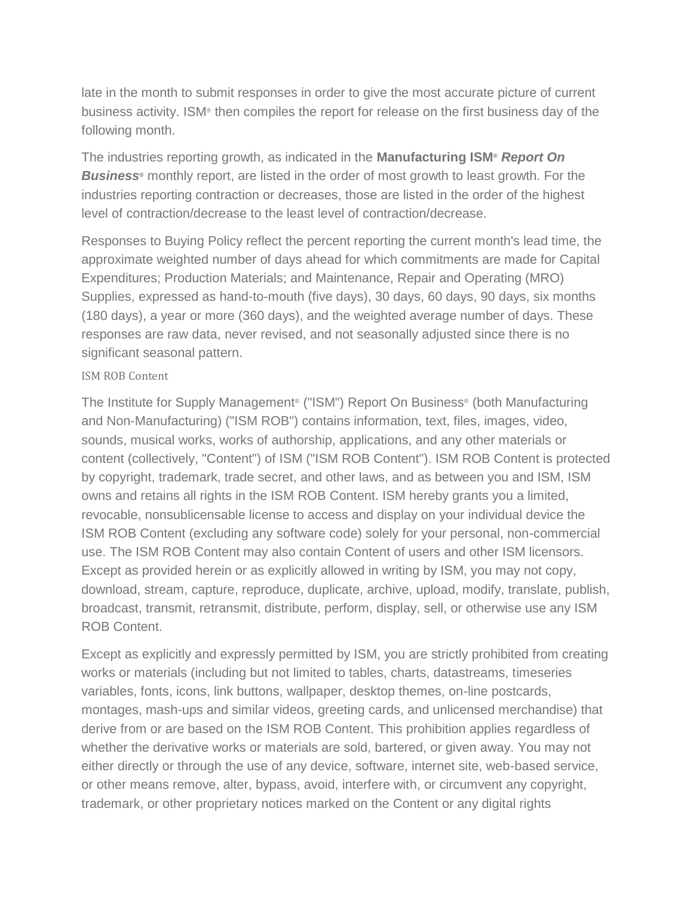late in the month to submit responses in order to give the most accurate picture of current business activity. ISM® then compiles the report for release on the first business day of the following month.

The industries reporting growth, as indicated in the **Manufacturing ISM® *Report On Business®*** monthly report, are listed in the order of most growth to least growth. For the industries reporting contraction or decreases, those are listed in the order of the highest level of contraction/decrease to the least level of contraction/decrease.

Responses to Buying Policy reflect the percent reporting the current month's lead time, the approximate weighted number of days ahead for which commitments are made for Capital Expenditures; Production Materials; and Maintenance, Repair and Operating (MRO) Supplies, expressed as hand-to-mouth (five days), 30 days, 60 days, 90 days, six months (180 days), a year or more (360 days), and the weighted average number of days. These responses are raw data, never revised, and not seasonally adjusted since there is no significant seasonal pattern.

ISM ROB Content

The Institute for Supply Management® ("ISM") Report On Business® (both Manufacturing and Non-Manufacturing) ("ISM ROB") contains information, text, files, images, video, sounds, musical works, works of authorship, applications, and any other materials or content (collectively, "Content") of ISM ("ISM ROB Content"). ISM ROB Content is protected by copyright, trademark, trade secret, and other laws, and as between you and ISM, ISM owns and retains all rights in the ISM ROB Content. ISM hereby grants you a limited, revocable, nonsublicensable license to access and display on your individual device the ISM ROB Content (excluding any software code) solely for your personal, non-commercial use. The ISM ROB Content may also contain Content of users and other ISM licensors. Except as provided herein or as explicitly allowed in writing by ISM, you may not copy, download, stream, capture, reproduce, duplicate, archive, upload, modify, translate, publish, broadcast, transmit, retransmit, distribute, perform, display, sell, or otherwise use any ISM ROB Content.

Except as explicitly and expressly permitted by ISM, you are strictly prohibited from creating works or materials (including but not limited to tables, charts, datastreams, timeseries variables, fonts, icons, link buttons, wallpaper, desktop themes, on-line postcards, montages, mash-ups and similar videos, greeting cards, and unlicensed merchandise) that derive from or are based on the ISM ROB Content. This prohibition applies regardless of whether the derivative works or materials are sold, bartered, or given away. You may not either directly or through the use of any device, software, internet site, web-based service, or other means remove, alter, bypass, avoid, interfere with, or circumvent any copyright, trademark, or other proprietary notices marked on the Content or any digital rights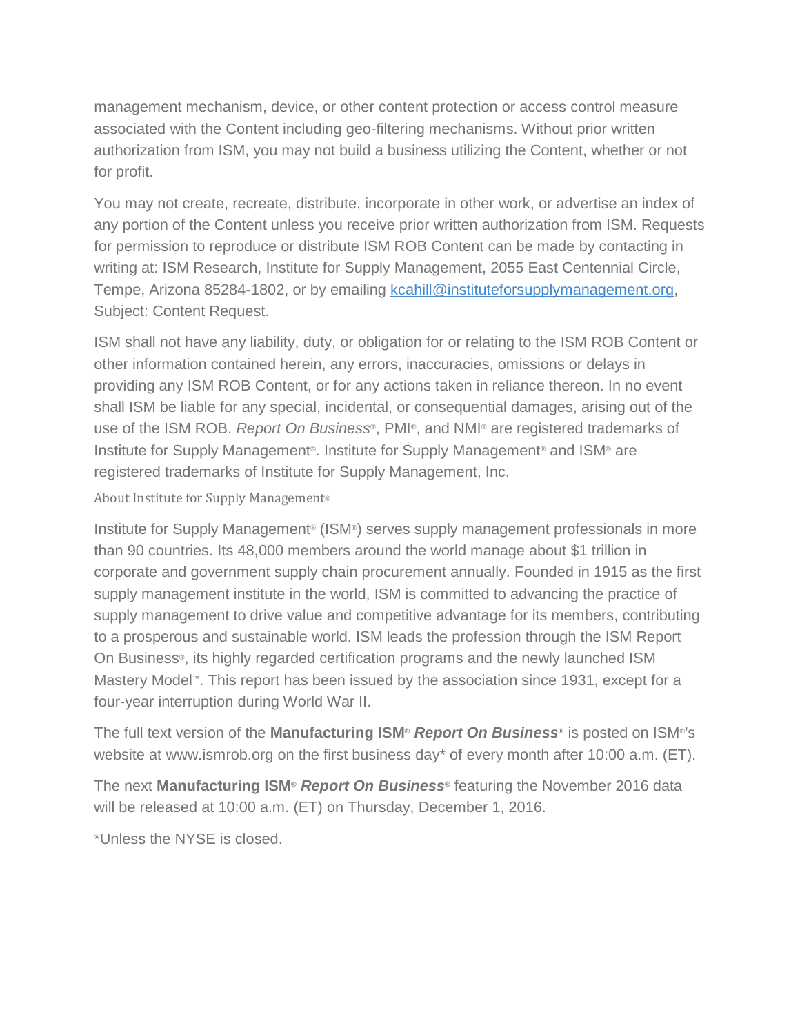management mechanism, device, or other content protection or access control measure associated with the Content including geo-filtering mechanisms. Without prior written authorization from ISM, you may not build a business utilizing the Content, whether or not for profit.

You may not create, recreate, distribute, incorporate in other work, or advertise an index of any portion of the Content unless you receive prior written authorization from ISM. Requests for permission to reproduce or distribute ISM ROB Content can be made by contacting in writing at: ISM Research, Institute for Supply Management, 2055 East Centennial Circle, Tempe, Arizona 85284-1802, or by emailing [kcahill@instituteforsupplymanagement.org](mailto:kcahill@instituteforsupplymanagement.org), Subject: Content Request.

ISM shall not have any liability, duty, or obligation for or relating to the ISM ROB Content or other information contained herein, any errors, inaccuracies, omissions or delays in providing any ISM ROB Content, or for any actions taken in reliance thereon. In no event shall ISM be liable for any special, incidental, or consequential damages, arising out of the use of the ISM ROB. *Report On Business*®, PMI®, and NMI® are registered trademarks of Institute for Supply Management®. Institute for Supply Management® and ISM® are registered trademarks of Institute for Supply Management, Inc.

About Institute for Supply Management®

Institute for Supply Management® (ISM®) serves supply management professionals in more than 90 countries. Its 48,000 members around the world manage about $1 trillion in corporate and government supply chain procurement annually. Founded in 1915 as the first supply management institute in the world, ISM is committed to advancing the practice of supply management to drive value and competitive advantage for its members, contributing to a prosperous and sustainable world. ISM leads the profession through the ISM Report On Business®, its highly regarded certification programs and the newly launched ISM Mastery Model™. This report has been issued by the association since 1931, except for a four-year interruption during World War II.

The full text version of the **Manufacturing ISM®** ***Report On Business®*** is posted on ISM®'s website at www.ismrob.org on the first business day* of every month after 10:00 a.m. (ET).

The next **Manufacturing ISM®** ***Report On Business®*** featuring the November 2016 data will be released at 10:00 a.m. (ET) on Thursday, December 1, 2016.

*Unless the NYSE is closed.